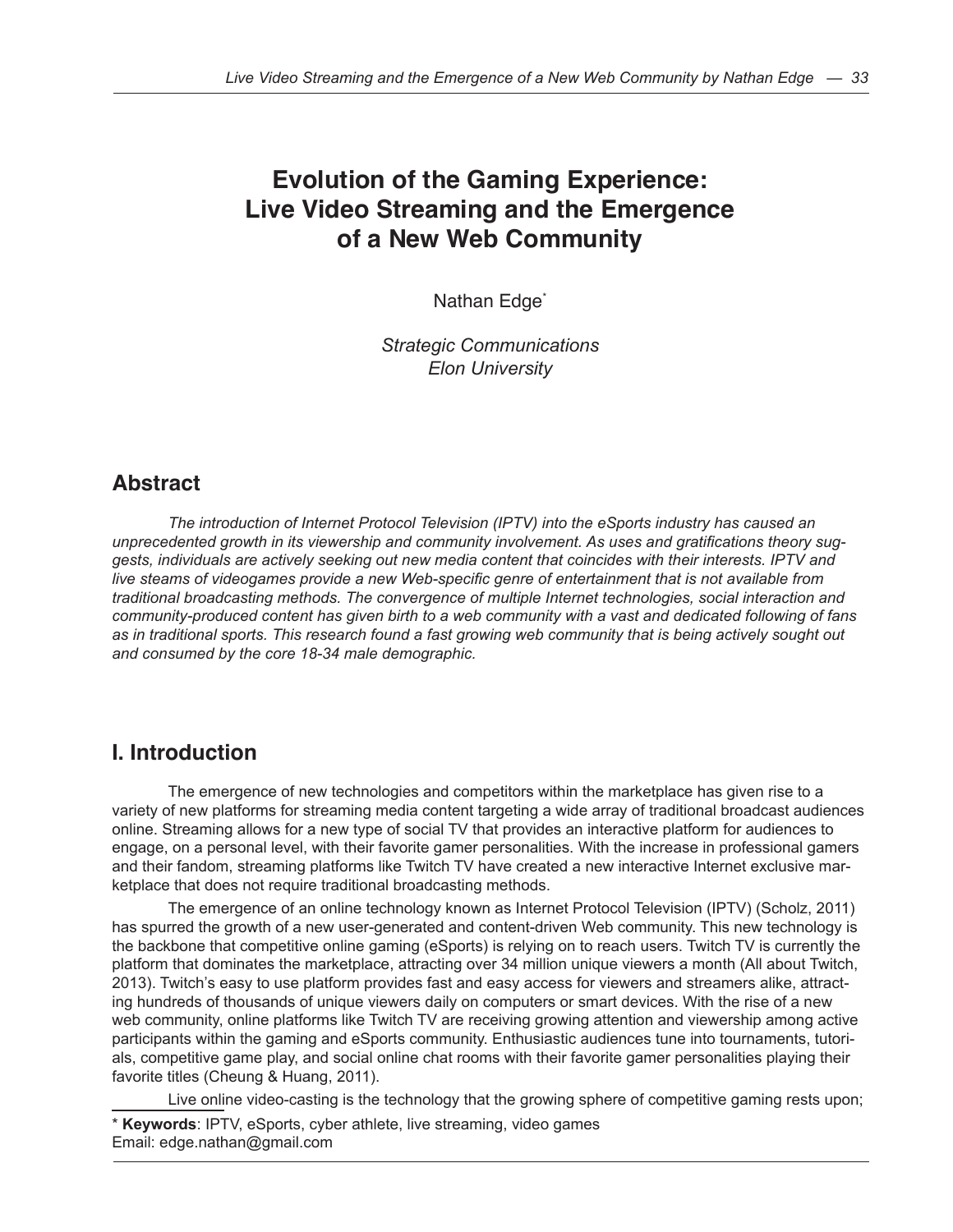# Evolution of the Gaming Experience: Live Video Streaming and the Emergence of a New Web Community

Nathan Edge*

*Strategic Communications*
*Elon University*

## Abstract

*The introduction of Internet Protocol Television (IPTV) into the eSports industry has caused an unprecedented growth in its viewership and community involvement. As uses and gratifications theory suggests, individuals are actively seeking out new media content that coincides with their interests. IPTV and live steams of videogames provide a new Web-specific genre of entertainment that is not available from traditional broadcasting methods. The convergence of multiple Internet technologies, social interaction and community-produced content has given birth to a web community with a vast and dedicated following of fans as in traditional sports. This research found a fast growing web community that is being actively sought out and consumed by the core 18-34 male demographic.*

## I. Introduction

The emergence of new technologies and competitors within the marketplace has given rise to a variety of new platforms for streaming media content targeting a wide array of traditional broadcast audiences online. Streaming allows for a new type of social TV that provides an interactive platform for audiences to engage, on a personal level, with their favorite gamer personalities. With the increase in professional gamers and their fandom, streaming platforms like Twitch TV have created a new interactive Internet exclusive marketplace that does not require traditional broadcasting methods.

The emergence of an online technology known as Internet Protocol Television (IPTV) (Scholz, 2011) has spurred the growth of a new user-generated and content-driven Web community. This new technology is the backbone that competitive online gaming (eSports) is relying on to reach users. Twitch TV is currently the platform that dominates the marketplace, attracting over 34 million unique viewers a month (All about Twitch, 2013). Twitch's easy to use platform provides fast and easy access for viewers and streamers alike, attracting hundreds of thousands of unique viewers daily on computers or smart devices. With the rise of a new web community, online platforms like Twitch TV are receiving growing attention and viewership among active participants within the gaming and eSports community. Enthusiastic audiences tune into tournaments, tutorials, competitive game play, and social online chat rooms with their favorite gamer personalities playing their favorite titles (Cheung & Huang, 2011).

Live online video-casting is the technology that the growing sphere of competitive gaming rests upon;

* **Keywords**: IPTV, eSports, cyber athlete, live streaming, video games
Email: edge.nathan@gmail.com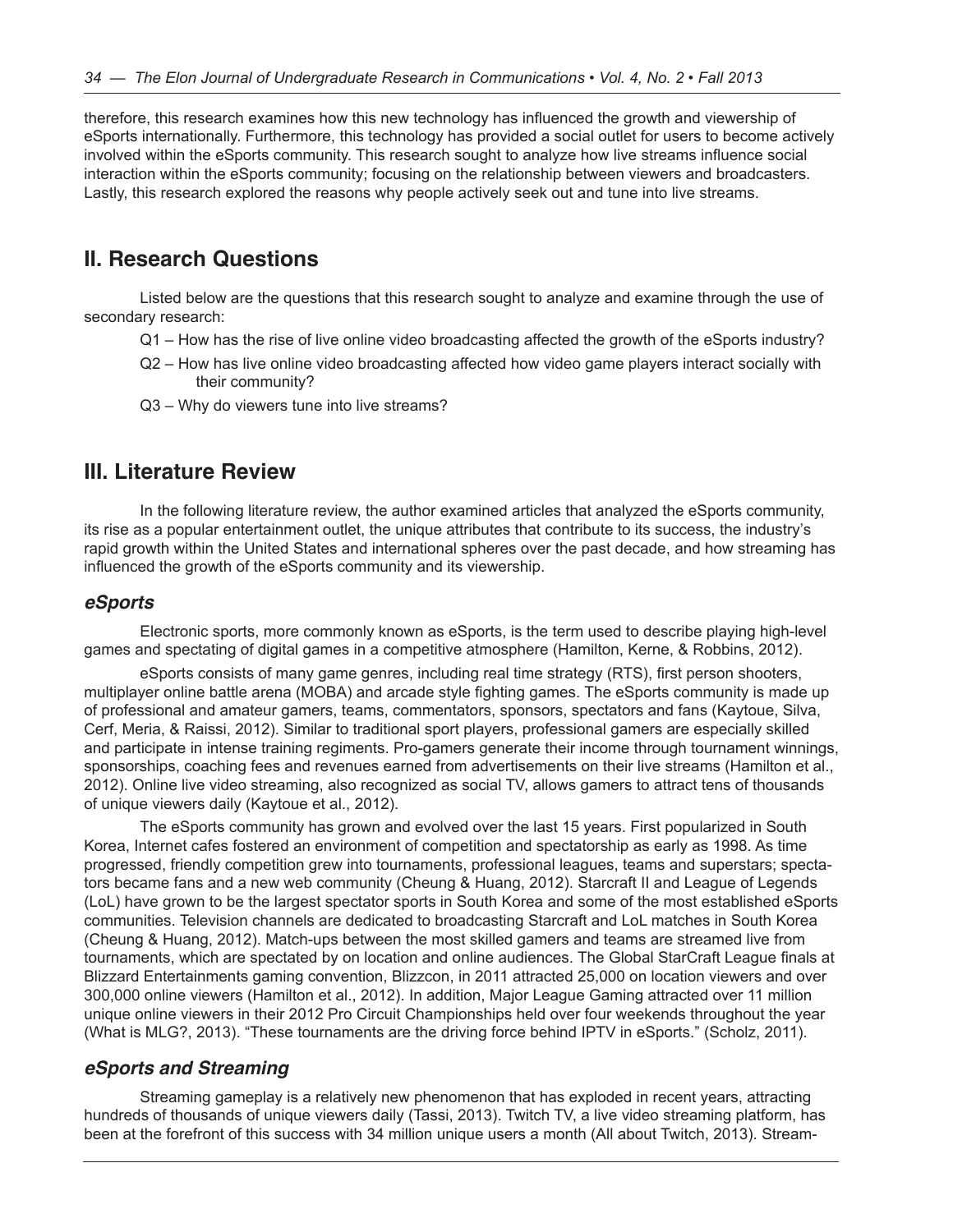therefore, this research examines how this new technology has influenced the growth and viewership of eSports internationally. Furthermore, this technology has provided a social outlet for users to become actively involved within the eSports community. This research sought to analyze how live streams influence social interaction within the eSports community; focusing on the relationship between viewers and broadcasters. Lastly, this research explored the reasons why people actively seek out and tune into live streams.

## II. Research Questions

Listed below are the questions that this research sought to analyze and examine through the use of secondary research:

- Q1 – How has the rise of live online video broadcasting affected the growth of the eSports industry?
- Q2 – How has live online video broadcasting affected how video game players interact socially with their community?
- Q3 – Why do viewers tune into live streams?

## III. Literature Review

In the following literature review, the author examined articles that analyzed the eSports community, its rise as a popular entertainment outlet, the unique attributes that contribute to its success, the industry's rapid growth within the United States and international spheres over the past decade, and how streaming has influenced the growth of the eSports community and its viewership.

### *eSports*

Electronic sports, more commonly known as eSports, is the term used to describe playing high-level games and spectating of digital games in a competitive atmosphere (Hamilton, Kerne, & Robbins, 2012).

eSports consists of many game genres, including real time strategy (RTS), first person shooters, multiplayer online battle arena (MOBA) and arcade style fighting games. The eSports community is made up of professional and amateur gamers, teams, commentators, sponsors, spectators and fans (Kaytoue, Silva, Cerf, Meria, & Raissi, 2012). Similar to traditional sport players, professional gamers are especially skilled and participate in intense training regiments. Pro-gamers generate their income through tournament winnings, sponsorships, coaching fees and revenues earned from advertisements on their live streams (Hamilton et al., 2012). Online live video streaming, also recognized as social TV, allows gamers to attract tens of thousands of unique viewers daily (Kaytoue et al., 2012).

The eSports community has grown and evolved over the last 15 years. First popularized in South Korea, Internet cafes fostered an environment of competition and spectatorship as early as 1998. As time progressed, friendly competition grew into tournaments, professional leagues, teams and superstars; spectators became fans and a new web community (Cheung & Huang, 2012). Starcraft II and League of Legends (LoL) have grown to be the largest spectator sports in South Korea and some of the most established eSports communities. Television channels are dedicated to broadcasting Starcraft and LoL matches in South Korea (Cheung & Huang, 2012). Match-ups between the most skilled gamers and teams are streamed live from tournaments, which are spectated by on location and online audiences. The Global StarCraft League finals at Blizzard Entertainments gaming convention, Blizzcon, in 2011 attracted 25,000 on location viewers and over 300,000 online viewers (Hamilton et al., 2012). In addition, Major League Gaming attracted over 11 million unique online viewers in their 2012 Pro Circuit Championships held over four weekends throughout the year (What is MLG?, 2013). "These tournaments are the driving force behind IPTV in eSports." (Scholz, 2011).

### *eSports and Streaming*

Streaming gameplay is a relatively new phenomenon that has exploded in recent years, attracting hundreds of thousands of unique viewers daily (Tassi, 2013). Twitch TV, a live video streaming platform, has been at the forefront of this success with 34 million unique users a month (All about Twitch, 2013). Stream-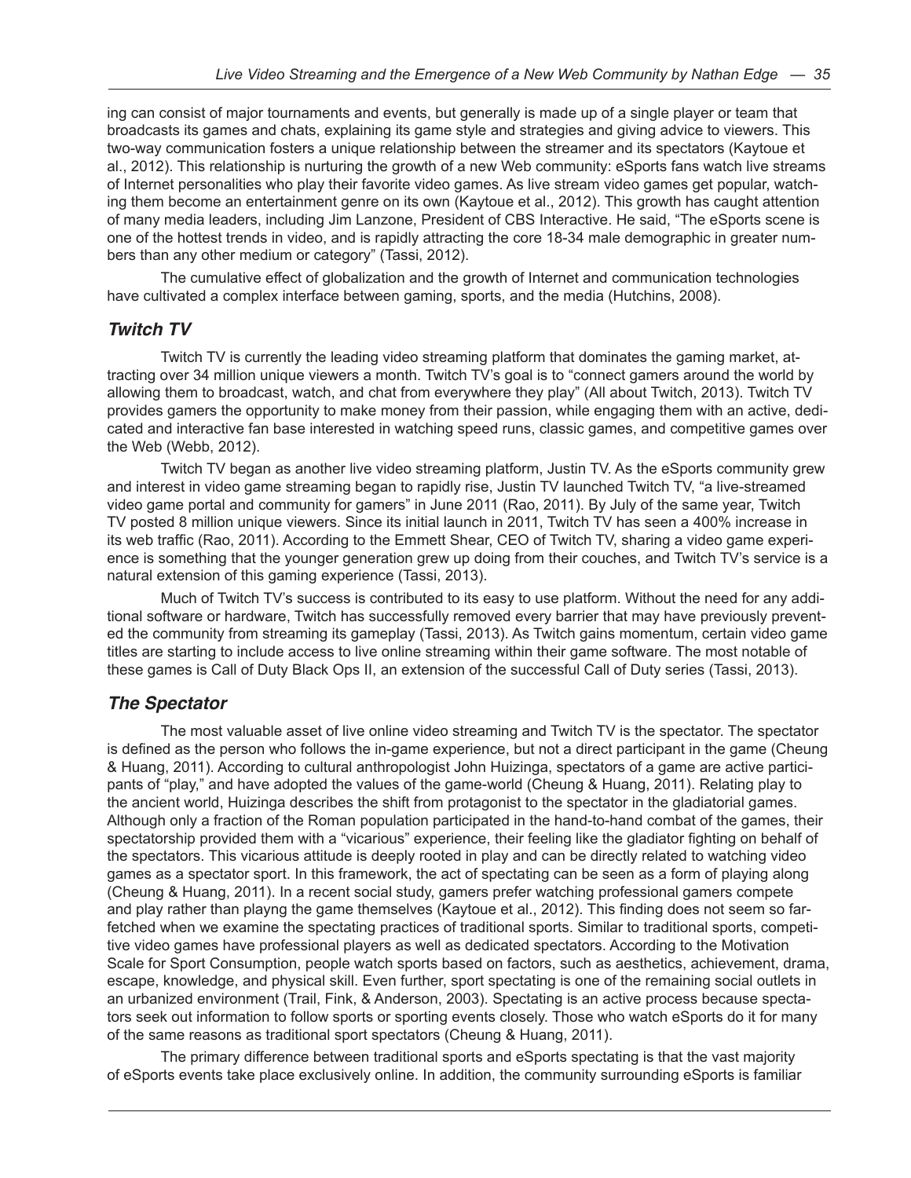ing can consist of major tournaments and events, but generally is made up of a single player or team that broadcasts its games and chats, explaining its game style and strategies and giving advice to viewers. This two-way communication fosters a unique relationship between the streamer and its spectators (Kaytoue et al., 2012). This relationship is nurturing the growth of a new Web community: eSports fans watch live streams of Internet personalities who play their favorite video games. As live stream video games get popular, watching them become an entertainment genre on its own (Kaytoue et al., 2012). This growth has caught attention of many media leaders, including Jim Lanzone, President of CBS Interactive. He said, "The eSports scene is one of the hottest trends in video, and is rapidly attracting the core 18-34 male demographic in greater numbers than any other medium or category" (Tassi, 2012).

The cumulative effect of globalization and the growth of Internet and communication technologies have cultivated a complex interface between gaming, sports, and the media (Hutchins, 2008).

### *Twitch TV*

Twitch TV is currently the leading video streaming platform that dominates the gaming market, attracting over 34 million unique viewers a month. Twitch TV's goal is to "connect gamers around the world by allowing them to broadcast, watch, and chat from everywhere they play" (All about Twitch, 2013). Twitch TV provides gamers the opportunity to make money from their passion, while engaging them with an active, dedicated and interactive fan base interested in watching speed runs, classic games, and competitive games over the Web (Webb, 2012).

Twitch TV began as another live video streaming platform, Justin TV. As the eSports community grew and interest in video game streaming began to rapidly rise, Justin TV launched Twitch TV, "a live-streamed video game portal and community for gamers" in June 2011 (Rao, 2011). By July of the same year, Twitch TV posted 8 million unique viewers. Since its initial launch in 2011, Twitch TV has seen a 400% increase in its web traffic (Rao, 2011). According to the Emmett Shear, CEO of Twitch TV, sharing a video game experience is something that the younger generation grew up doing from their couches, and Twitch TV's service is a natural extension of this gaming experience (Tassi, 2013).

Much of Twitch TV's success is contributed to its easy to use platform. Without the need for any additional software or hardware, Twitch has successfully removed every barrier that may have previously prevented the community from streaming its gameplay (Tassi, 2013). As Twitch gains momentum, certain video game titles are starting to include access to live online streaming within their game software. The most notable of these games is Call of Duty Black Ops II, an extension of the successful Call of Duty series (Tassi, 2013).

### *The Spectator*

The most valuable asset of live online video streaming and Twitch TV is the spectator. The spectator is defined as the person who follows the in-game experience, but not a direct participant in the game (Cheung & Huang, 2011). According to cultural anthropologist John Huizinga, spectators of a game are active participants of "play," and have adopted the values of the game-world (Cheung & Huang, 2011). Relating play to the ancient world, Huizinga describes the shift from protagonist to the spectator in the gladiatorial games. Although only a fraction of the Roman population participated in the hand-to-hand combat of the games, their spectatorship provided them with a "vicarious" experience, their feeling like the gladiator fighting on behalf of the spectators. This vicarious attitude is deeply rooted in play and can be directly related to watching video games as a spectator sport. In this framework, the act of spectating can be seen as a form of playing along (Cheung & Huang, 2011). In a recent social study, gamers prefer watching professional gamers compete and play rather than playng the game themselves (Kaytoue et al., 2012). This finding does not seem so far-fetched when we examine the spectating practices of traditional sports. Similar to traditional sports, competitive video games have professional players as well as dedicated spectators. According to the Motivation Scale for Sport Consumption, people watch sports based on factors, such as aesthetics, achievement, drama, escape, knowledge, and physical skill. Even further, sport spectating is one of the remaining social outlets in an urbanized environment (Trail, Fink, & Anderson, 2003). Spectating is an active process because spectators seek out information to follow sports or sporting events closely. Those who watch eSports do it for many of the same reasons as traditional sport spectators (Cheung & Huang, 2011).

The primary difference between traditional sports and eSports spectating is that the vast majority of eSports events take place exclusively online. In addition, the community surrounding eSports is familiar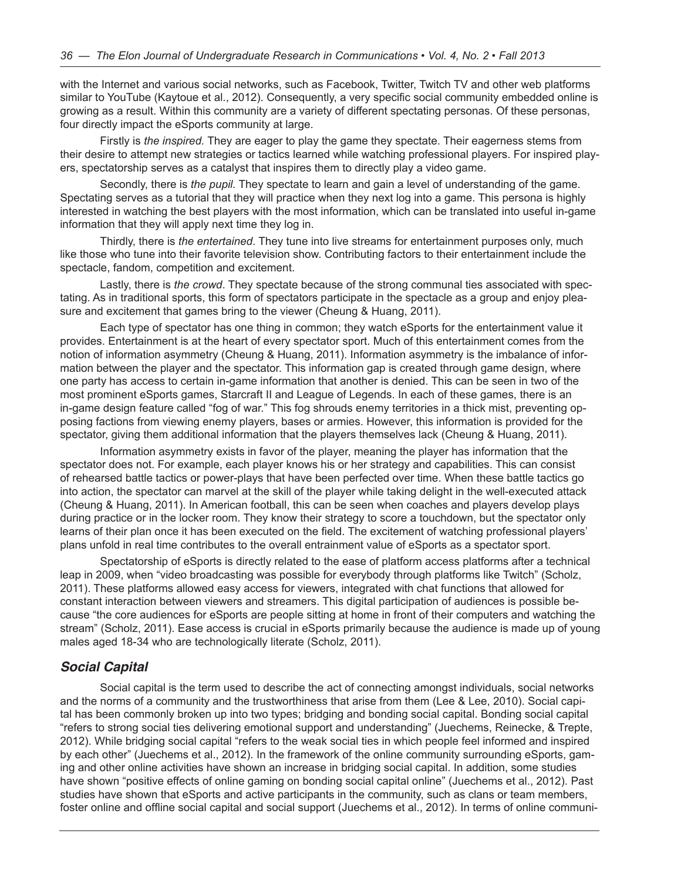with the Internet and various social networks, such as Facebook, Twitter, Twitch TV and other web platforms similar to YouTube (Kaytoue et al., 2012). Consequently, a very specific social community embedded online is growing as a result. Within this community are a variety of different spectating personas. Of these personas, four directly impact the eSports community at large.

Firstly is *the inspired.* They are eager to play the game they spectate. Their eagerness stems from their desire to attempt new strategies or tactics learned while watching professional players. For inspired players, spectatorship serves as a catalyst that inspires them to directly play a video game.

Secondly, there is *the pupil.* They spectate to learn and gain a level of understanding of the game. Spectating serves as a tutorial that they will practice when they next log into a game. This persona is highly interested in watching the best players with the most information, which can be translated into useful in-game information that they will apply next time they log in.

Thirdly, there is *the entertained*. They tune into live streams for entertainment purposes only, much like those who tune into their favorite television show. Contributing factors to their entertainment include the spectacle, fandom, competition and excitement.

Lastly, there is *the crowd*. They spectate because of the strong communal ties associated with spectating. As in traditional sports, this form of spectators participate in the spectacle as a group and enjoy pleasure and excitement that games bring to the viewer (Cheung & Huang, 2011).

Each type of spectator has one thing in common; they watch eSports for the entertainment value it provides. Entertainment is at the heart of every spectator sport. Much of this entertainment comes from the notion of information asymmetry (Cheung & Huang, 2011). Information asymmetry is the imbalance of information between the player and the spectator. This information gap is created through game design, where one party has access to certain in-game information that another is denied. This can be seen in two of the most prominent eSports games, Starcraft II and League of Legends. In each of these games, there is an in-game design feature called "fog of war." This fog shrouds enemy territories in a thick mist, preventing opposing factions from viewing enemy players, bases or armies. However, this information is provided for the spectator, giving them additional information that the players themselves lack (Cheung & Huang, 2011).

Information asymmetry exists in favor of the player, meaning the player has information that the spectator does not. For example, each player knows his or her strategy and capabilities. This can consist of rehearsed battle tactics or power-plays that have been perfected over time. When these battle tactics go into action, the spectator can marvel at the skill of the player while taking delight in the well-executed attack (Cheung & Huang, 2011). In American football, this can be seen when coaches and players develop plays during practice or in the locker room. They know their strategy to score a touchdown, but the spectator only learns of their plan once it has been executed on the field. The excitement of watching professional players' plans unfold in real time contributes to the overall entrainment value of eSports as a spectator sport.

Spectatorship of eSports is directly related to the ease of platform access platforms after a technical leap in 2009, when "video broadcasting was possible for everybody through platforms like Twitch" (Scholz, 2011). These platforms allowed easy access for viewers, integrated with chat functions that allowed for constant interaction between viewers and streamers. This digital participation of audiences is possible because "the core audiences for eSports are people sitting at home in front of their computers and watching the stream" (Scholz, 2011). Ease access is crucial in eSports primarily because the audience is made up of young males aged 18-34 who are technologically literate (Scholz, 2011).

## *Social Capital*

Social capital is the term used to describe the act of connecting amongst individuals, social networks and the norms of a community and the trustworthiness that arise from them (Lee & Lee, 2010). Social capital has been commonly broken up into two types; bridging and bonding social capital. Bonding social capital "refers to strong social ties delivering emotional support and understanding" (Juechems, Reinecke, & Trepte, 2012). While bridging social capital "refers to the weak social ties in which people feel informed and inspired by each other" (Juechems et al., 2012). In the framework of the online community surrounding eSports, gaming and other online activities have shown an increase in bridging social capital. In addition, some studies have shown "positive effects of online gaming on bonding social capital online" (Juechems et al., 2012). Past studies have shown that eSports and active participants in the community, such as clans or team members, foster online and offline social capital and social support (Juechems et al., 2012). In terms of online communi-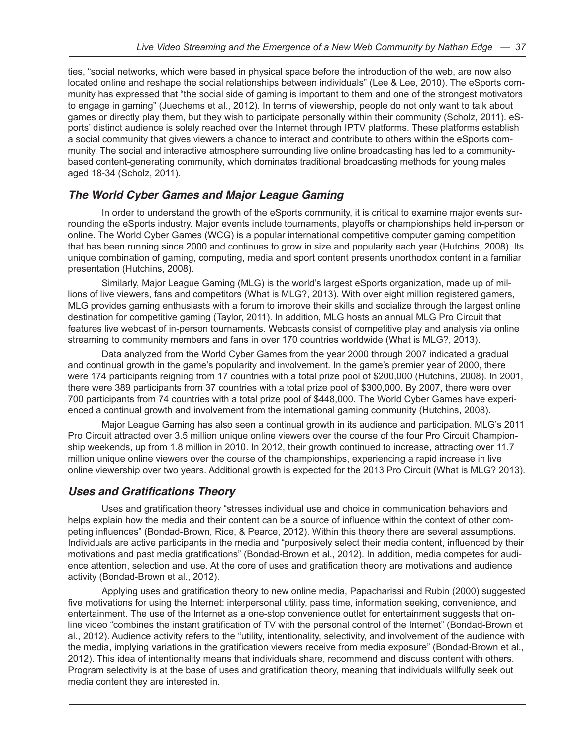ties, "social networks, which were based in physical space before the introduction of the web, are now also located online and reshape the social relationships between individuals" (Lee & Lee, 2010). The eSports community has expressed that "the social side of gaming is important to them and one of the strongest motivators to engage in gaming" (Juechems et al., 2012). In terms of viewership, people do not only want to talk about games or directly play them, but they wish to participate personally within their community (Scholz, 2011). eSports' distinct audience is solely reached over the Internet through IPTV platforms. These platforms establish a social community that gives viewers a chance to interact and contribute to others within the eSports community. The social and interactive atmosphere surrounding live online broadcasting has led to a community-based content-generating community, which dominates traditional broadcasting methods for young males aged 18-34 (Scholz, 2011).

## *The World Cyber Games and Major League Gaming*

In order to understand the growth of the eSports community, it is critical to examine major events surrounding the eSports industry. Major events include tournaments, playoffs or championships held in-person or online. The World Cyber Games (WCG) is a popular international competitive computer gaming competition that has been running since 2000 and continues to grow in size and popularity each year (Hutchins, 2008). Its unique combination of gaming, computing, media and sport content presents unorthodox content in a familiar presentation (Hutchins, 2008).

Similarly, Major League Gaming (MLG) is the world's largest eSports organization, made up of millions of live viewers, fans and competitors (What is MLG?, 2013). With over eight million registered gamers, MLG provides gaming enthusiasts with a forum to improve their skills and socialize through the largest online destination for competitive gaming (Taylor, 2011). In addition, MLG hosts an annual MLG Pro Circuit that features live webcast of in-person tournaments. Webcasts consist of competitive play and analysis via online streaming to community members and fans in over 170 countries worldwide (What is MLG?, 2013).

Data analyzed from the World Cyber Games from the year 2000 through 2007 indicated a gradual and continual growth in the game's popularity and involvement. In the game's premier year of 2000, there were 174 participants reigning from 17 countries with a total prize pool of $200,000 (Hutchins, 2008). In 2001, there were 389 participants from 37 countries with a total prize pool of $300,000. By 2007, there were over 700 participants from 74 countries with a total prize pool of $448,000. The World Cyber Games have experienced a continual growth and involvement from the international gaming community (Hutchins, 2008).

Major League Gaming has also seen a continual growth in its audience and participation. MLG's 2011 Pro Circuit attracted over 3.5 million unique online viewers over the course of the four Pro Circuit Championship weekends, up from 1.8 million in 2010. In 2012, their growth continued to increase, attracting over 11.7 million unique online viewers over the course of the championships, experiencing a rapid increase in live online viewership over two years. Additional growth is expected for the 2013 Pro Circuit (What is MLG? 2013).

## *Uses and Gratifications Theory*

Uses and gratification theory "stresses individual use and choice in communication behaviors and helps explain how the media and their content can be a source of influence within the context of other competing influences" (Bondad-Brown, Rice, & Pearce, 2012). Within this theory there are several assumptions. Individuals are active participants in the media and "purposively select their media content, influenced by their motivations and past media gratifications" (Bondad-Brown et al., 2012). In addition, media competes for audience attention, selection and use. At the core of uses and gratification theory are motivations and audience activity (Bondad-Brown et al., 2012).

Applying uses and gratification theory to new online media, Papacharissi and Rubin (2000) suggested five motivations for using the Internet: interpersonal utility, pass time, information seeking, convenience, and entertainment. The use of the Internet as a one-stop convenience outlet for entertainment suggests that online video "combines the instant gratification of TV with the personal control of the Internet" (Bondad-Brown et al., 2012). Audience activity refers to the "utility, intentionality, selectivity, and involvement of the audience with the media, implying variations in the gratification viewers receive from media exposure" (Bondad-Brown et al., 2012). This idea of intentionality means that individuals share, recommend and discuss content with others. Program selectivity is at the base of uses and gratification theory, meaning that individuals willfully seek out media content they are interested in.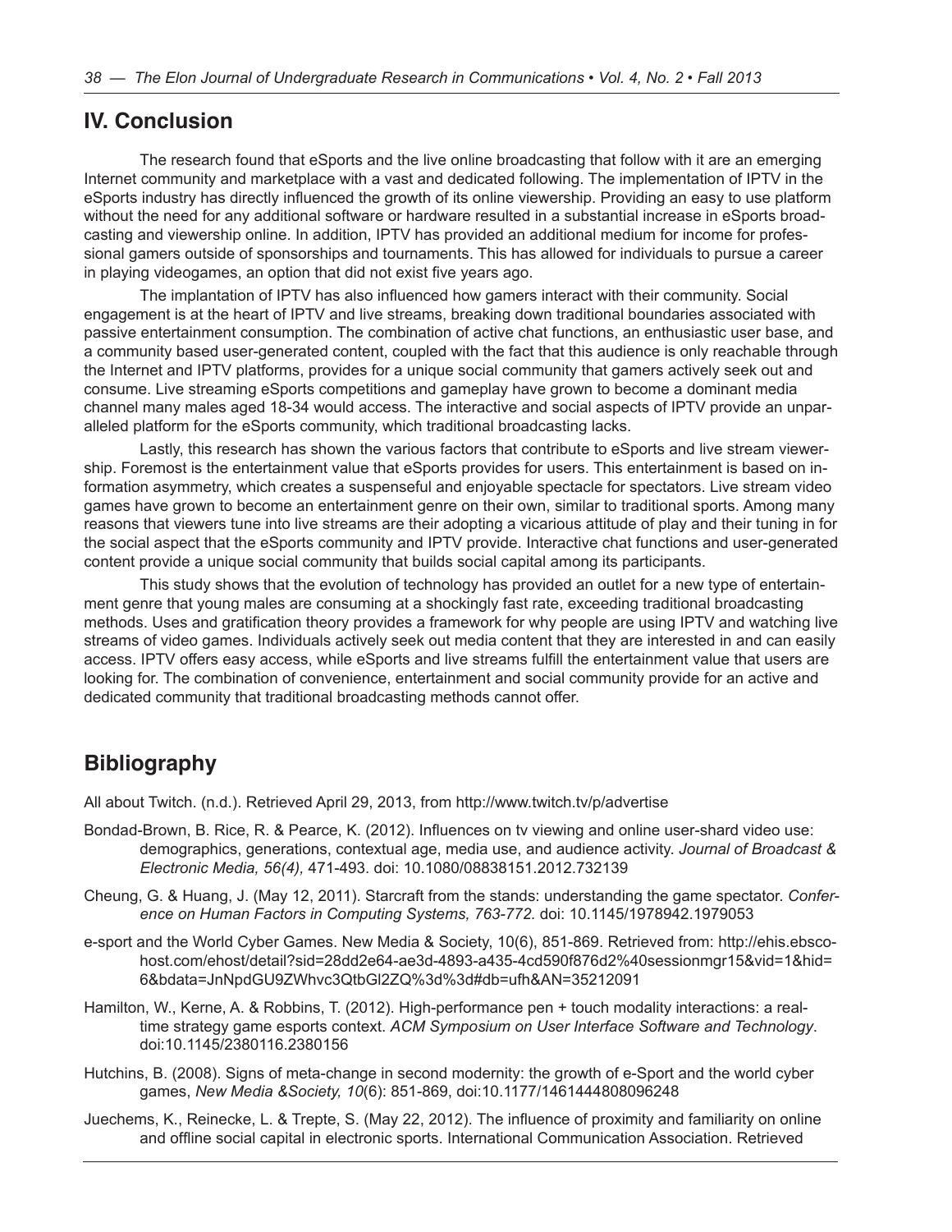## IV. Conclusion

The research found that eSports and the live online broadcasting that follow with it are an emerging Internet community and marketplace with a vast and dedicated following. The implementation of IPTV in the eSports industry has directly influenced the growth of its online viewership. Providing an easy to use platform without the need for any additional software or hardware resulted in a substantial increase in eSports broadcasting and viewership online. In addition, IPTV has provided an additional medium for income for professional gamers outside of sponsorships and tournaments. This has allowed for individuals to pursue a career in playing videogames, an option that did not exist five years ago.

The implantation of IPTV has also influenced how gamers interact with their community. Social engagement is at the heart of IPTV and live streams, breaking down traditional boundaries associated with passive entertainment consumption. The combination of active chat functions, an enthusiastic user base, and a community based user-generated content, coupled with the fact that this audience is only reachable through the Internet and IPTV platforms, provides for a unique social community that gamers actively seek out and consume. Live streaming eSports competitions and gameplay have grown to become a dominant media channel many males aged 18-34 would access. The interactive and social aspects of IPTV provide an unparalleled platform for the eSports community, which traditional broadcasting lacks.

Lastly, this research has shown the various factors that contribute to eSports and live stream viewership. Foremost is the entertainment value that eSports provides for users. This entertainment is based on information asymmetry, which creates a suspenseful and enjoyable spectacle for spectators. Live stream video games have grown to become an entertainment genre on their own, similar to traditional sports. Among many reasons that viewers tune into live streams are their adopting a vicarious attitude of play and their tuning in for the social aspect that the eSports community and IPTV provide. Interactive chat functions and user-generated content provide a unique social community that builds social capital among its participants.

This study shows that the evolution of technology has provided an outlet for a new type of entertainment genre that young males are consuming at a shockingly fast rate, exceeding traditional broadcasting methods. Uses and gratification theory provides a framework for why people are using IPTV and watching live streams of video games. Individuals actively seek out media content that they are interested in and can easily access. IPTV offers easy access, while eSports and live streams fulfill the entertainment value that users are looking for. The combination of convenience, entertainment and social community provide for an active and dedicated community that traditional broadcasting methods cannot offer.

## Bibliography

All about Twitch. (n.d.). Retrieved April 29, 2013, from http://www.twitch.tv/p/advertise

Bondad-Brown, B. Rice, R. & Pearce, K. (2012). Influences on tv viewing and online user-shard video use: demographics, generations, contextual age, media use, and audience activity. *Journal of Broadcast & Electronic Media, 56(4),* 471-493. doi: 10.1080/08838151.2012.732139

Cheung, G. & Huang, J. (May 12, 2011). Starcraft from the stands: understanding the game spectator. *Conference on Human Factors in Computing Systems, 763-772.* doi: 10.1145/1978942.1979053

e-sport and the World Cyber Games. New Media & Society, 10(6), 851-869. Retrieved from: http://ehis.ebscohost.com/ehost/detail?sid=28dd2e64-ae3d-4893-a435-4cd590f876d2%40sessionmgr15&vid=1&hid=6&bdata=JnNpdGU9ZWhvc3QtbGl2ZQ%3d%3d#db=ufh&AN=35212091

Hamilton, W., Kerne, A. & Robbins, T. (2012). High-performance pen + touch modality interactions: a real-time strategy game esports context. *ACM Symposium on User Interface Software and Technology*. doi:10.1145/2380116.2380156

Hutchins, B. (2008). Signs of meta-change in second modernity: the growth of e-Sport and the world cyber games, *New Media &Society, 10*(6): 851-869, doi:10.1177/1461444808096248

Juechems, K., Reinecke, L. & Trepte, S. (May 22, 2012). The influence of proximity and familiarity on online and offline social capital in electronic sports. International Communication Association. Retrieved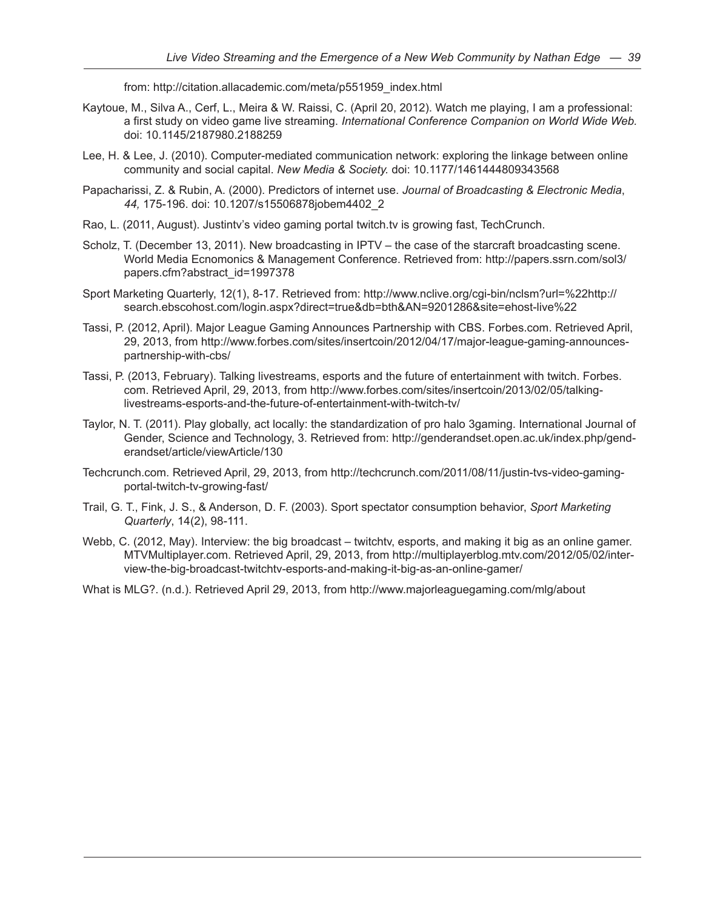from: http://citation.allacademic.com/meta/p551959_index.html

Kaytoue, M., Silva A., Cerf, L., Meira & W. Raissi, C. (April 20, 2012). Watch me playing, I am a professional: a first study on video game live streaming. *International Conference Companion on World Wide Web.* doi: 10.1145/2187980.2188259

Lee, H. & Lee, J. (2010). Computer-mediated communication network: exploring the linkage between online community and social capital. *New Media & Society.* doi: 10.1177/1461444809343568

Papacharissi, Z. & Rubin, A. (2000). Predictors of internet use. *Journal of Broadcasting & Electronic Media*, *44,* 175-196. doi: 10.1207/s15506878jobem4402_2

Rao, L. (2011, August). Justintv's video gaming portal twitch.tv is growing fast, TechCrunch.

Scholz, T. (December 13, 2011). New broadcasting in IPTV – the case of the starcraft broadcasting scene. World Media Ecnomonics & Management Conference. Retrieved from: http://papers.ssrn.com/sol3/papers.cfm?abstract_id=1997378

Sport Marketing Quarterly, 12(1), 8-17. Retrieved from: http://www.nclive.org/cgi-bin/nclsm?url=%22http://search.ebscohost.com/login.aspx?direct=true&db=bth&AN=9201286&site=ehost-live%22

Tassi, P. (2012, April). Major League Gaming Announces Partnership with CBS. Forbes.com. Retrieved April, 29, 2013, from http://www.forbes.com/sites/insertcoin/2012/04/17/major-league-gaming-announces-partnership-with-cbs/

Tassi, P. (2013, February). Talking livestreams, esports and the future of entertainment with twitch. Forbes.com. Retrieved April, 29, 2013, from http://www.forbes.com/sites/insertcoin/2013/02/05/talking-livestreams-esports-and-the-future-of-entertainment-with-twitch-tv/

Taylor, N. T. (2011). Play globally, act locally: the standardization of pro halo 3gaming. International Journal of Gender, Science and Technology, 3. Retrieved from: http://genderandset.open.ac.uk/index.php/genderandset/article/viewArticle/130

Techcrunch.com. Retrieved April, 29, 2013, from http://techcrunch.com/2011/08/11/justin-tvs-video-gaming-portal-twitch-tv-growing-fast/

Trail, G. T., Fink, J. S., & Anderson, D. F. (2003). Sport spectator consumption behavior, *Sport Marketing Quarterly*, 14(2), 98-111.

Webb, C. (2012, May). Interview: the big broadcast – twitchtv, esports, and making it big as an online gamer. MTVMultiplayer.com. Retrieved April, 29, 2013, from http://multiplayerblog.mtv.com/2012/05/02/interview-the-big-broadcast-twitchtv-esports-and-making-it-big-as-an-online-gamer/

What is MLG?. (n.d.). Retrieved April 29, 2013, from http://www.majorleaguegaming.com/mlg/about